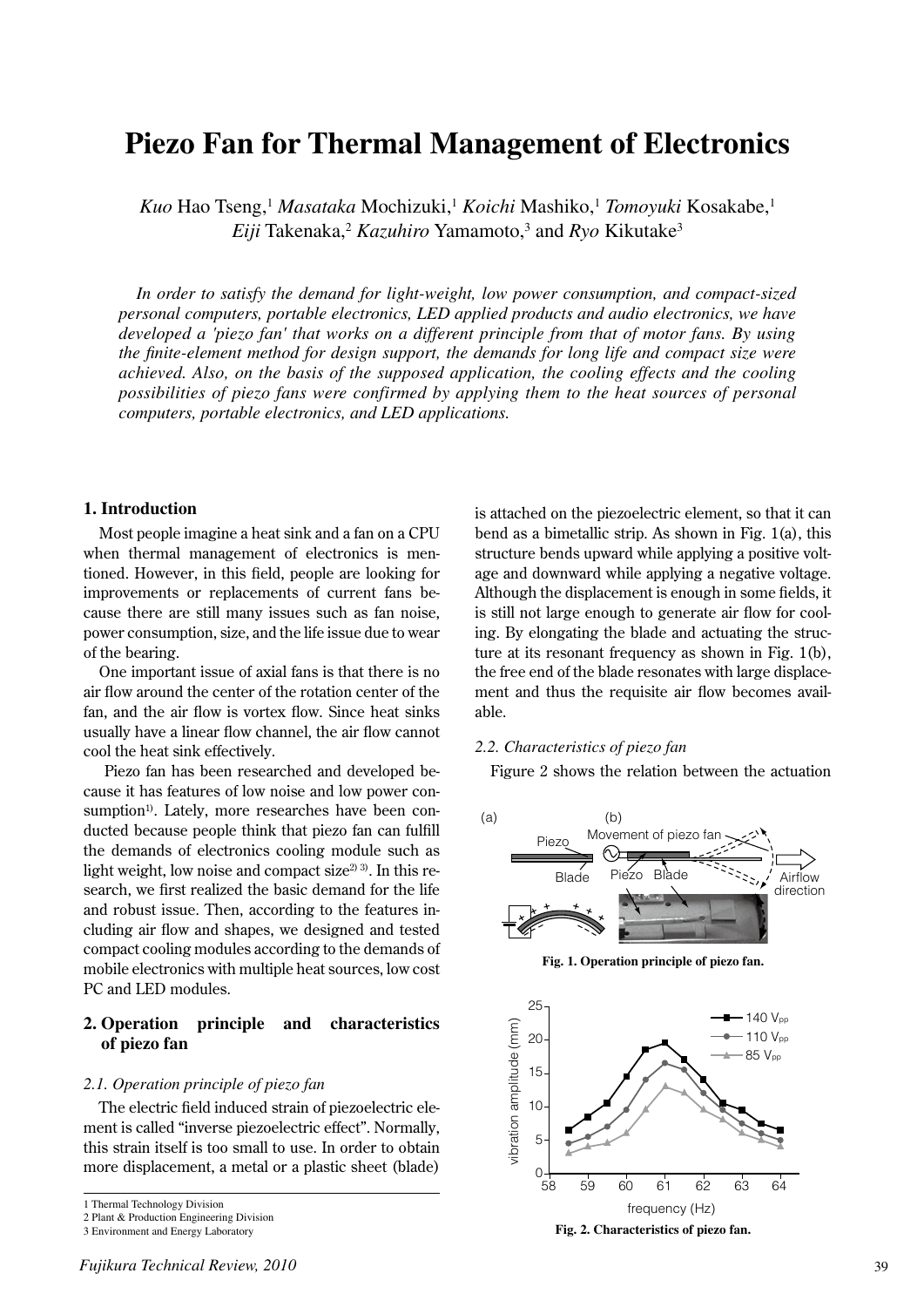# Piezo Fan for Thermal Management of Electronics

*Kuo* Hao Tseng,[1] *Masataka* Mochizuki,[1] *Koichi* Mashiko,[1] *Tomoyuki* Kosakabe,[1] *Eiji* Takenaka,[2] *Kazuhiro* Yamamoto,[3] and *Ryo* Kikutake[3]

*In order to satisfy the demand for light-weight, low power consumption, and compact-sized personal computers, portable electronics, LED applied products and audio electronics, we have developed a 'piezo fan' that works on a different principle from that of motor fans. By using the finite-element method for design support, the demands for long life and compact size were achieved. Also, on the basis of the supposed application, the cooling effects and the cooling possibilities of piezo fans were confirmed by applying them to the heat sources of personal computers, portable electronics, and LED applications.*

## 1. Introduction

Most people imagine a heat sink and a fan on a CPU when thermal management of electronics is mentioned. However, in this field, people are looking for improvements or replacements of current fans because there are still many issues such as fan noise, power consumption, size, and the life issue due to wear of the bearing.

One important issue of axial fans is that there is no air flow around the center of the rotation center of the fan, and the air flow is vortex flow. Since heat sinks usually have a linear flow channel, the air flow cannot cool the heat sink effectively.

Piezo fan has been researched and developed because it has features of low noise and low power consumption[1]. Lately, more researches have been conducted because people think that piezo fan can fulfill the demands of electronics cooling module such as light weight, low noise and compact size[2) 3)]. In this research, we first realized the basic demand for the life and robust issue. Then, according to the features including air flow and shapes, we designed and tested compact cooling modules according to the demands of mobile electronics with multiple heat sources, low cost PC and LED modules.

## 2. Operation principle and characteristics of piezo fan

### 2.1. Operation principle of piezo fan

The electric field induced strain of piezoelectric element is called "inverse piezoelectric effect". Normally, this strain itself is too small to use. In order to obtain more displacement, a metal or a plastic sheet (blade) is attached on the piezoelectric element, so that it can bend as a bimetallic strip. As shown in Fig. 1(a), this structure bends upward while applying a positive voltage and downward while applying a negative voltage. Although the displacement is enough in some fields, it is still not large enough to generate air flow for cooling. By elongating the blade and actuating the structure at its resonant frequency as shown in Fig. 1(b), the free end of the blade resonates with large displacement and thus the requisite air flow becomes available.

### 2.2. Characteristics of piezo fan

Figure 2 shows the relation between the actuation

**Fig. 1. Operation principle of piezo fan.**

**Fig. 2. Characteristics of piezo fan.**

1 Thermal Technology Division
2 Plant & Production Engineering Division
3 Environment and Energy Laboratory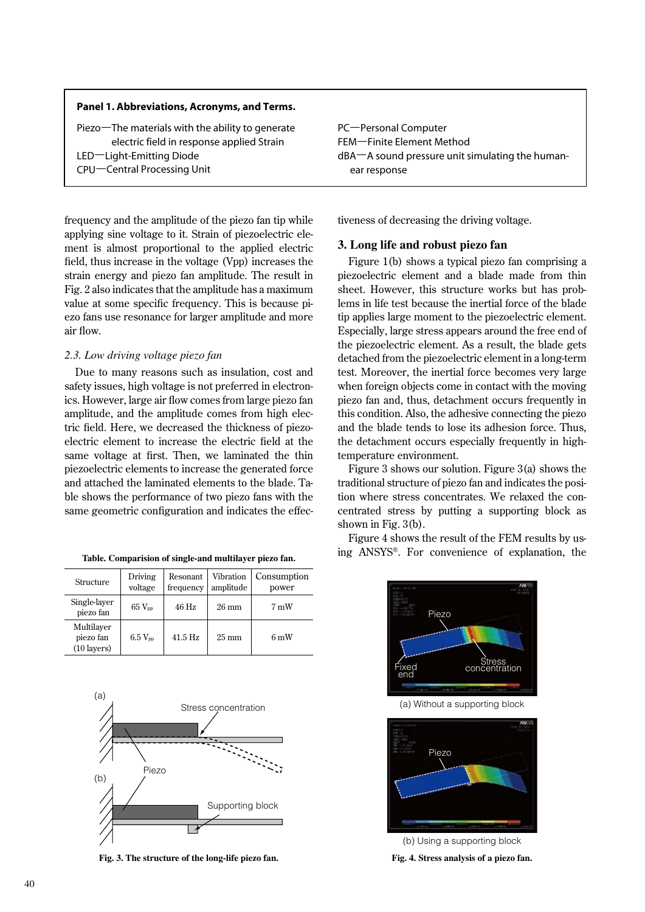**Panel 1. Abbreviations, Acronyms, and Terms.**

Piezo—The materials with the ability to generate electric field in response applied Strain
LED—Light-Emitting Diode
CPU—Central Processing Unit
PC—Personal Computer
FEM—Finite Element Method
dBA—A sound pressure unit simulating the human-ear response

frequency and the amplitude of the piezo fan tip while applying sine voltage to it. Strain of piezoelectric element is almost proportional to the applied electric field, thus increase in the voltage (Vpp) increases the strain energy and piezo fan amplitude. The result in Fig. 2 also indicates that the amplitude has a maximum value at some specific frequency. This is because piezo fans use resonance for larger amplitude and more air flow.

### *2.3. Low driving voltage piezo fan*

Due to many reasons such as insulation, cost and safety issues, high voltage is not preferred in electronics. However, large air flow comes from large piezo fan amplitude, and the amplitude comes from high electric field. Here, we decreased the thickness of piezoelectric element to increase the electric field at the same voltage at first. Then, we laminated the thin piezoelectric elements to increase the generated force and attached the laminated elements to the blade. Table shows the performance of two piezo fans with the same geometric configuration and indicates the effectiveness of decreasing the driving voltage.

**Table. Comparision of single-and multilayer piezo fan.**

| Structure | Driving voltage | Resonant frequency | Vibration amplitude | Consumption power |
|---|---|---|---|---|
| Single-layer piezo fan | 65 $V_{pp}$ | 46 Hz | 26 mm | 7 mW |
| Multilayer piezo fan (10 layers) | 6.5 $V_{pp}$ | 41.5 Hz | 25 mm | 6 mW |

## 3. Long life and robust piezo fan

Figure 1(b) shows a typical piezo fan comprising a piezoelectric element and a blade made from thin sheet. However, this structure works but has problems in life test because the inertial force of the blade tip applies large moment to the piezoelectric element. Especially, large stress appears around the free end of the piezoelectric element. As a result, the blade gets detached from the piezoelectric element in a long-term test. Moreover, the inertial force becomes very large when foreign objects come in contact with the moving piezo fan and, thus, detachment occurs frequently in this condition. Also, the adhesive connecting the piezo and the blade tends to lose its adhesion force. Thus, the detachment occurs especially frequently in high-temperature environment.

Figure 3 shows our solution. Figure 3(a) shows the traditional structure of piezo fan and indicates the position where stress concentrates. We relaxed the concentrated stress by putting a supporting block as shown in Fig. 3(b).

Figure 4 shows the result of the FEM results by using ANSYS®. For convenience of explanation, the

(a) Stress concentration, Piezo
(b) Supporting block

**Fig. 3. The structure of the long-life piezo fan.**

(a) Without a supporting block — Piezo, Fixed end, Stress concentration

(b) Using a supporting block — Piezo

**Fig. 4. Stress analysis of a piezo fan.**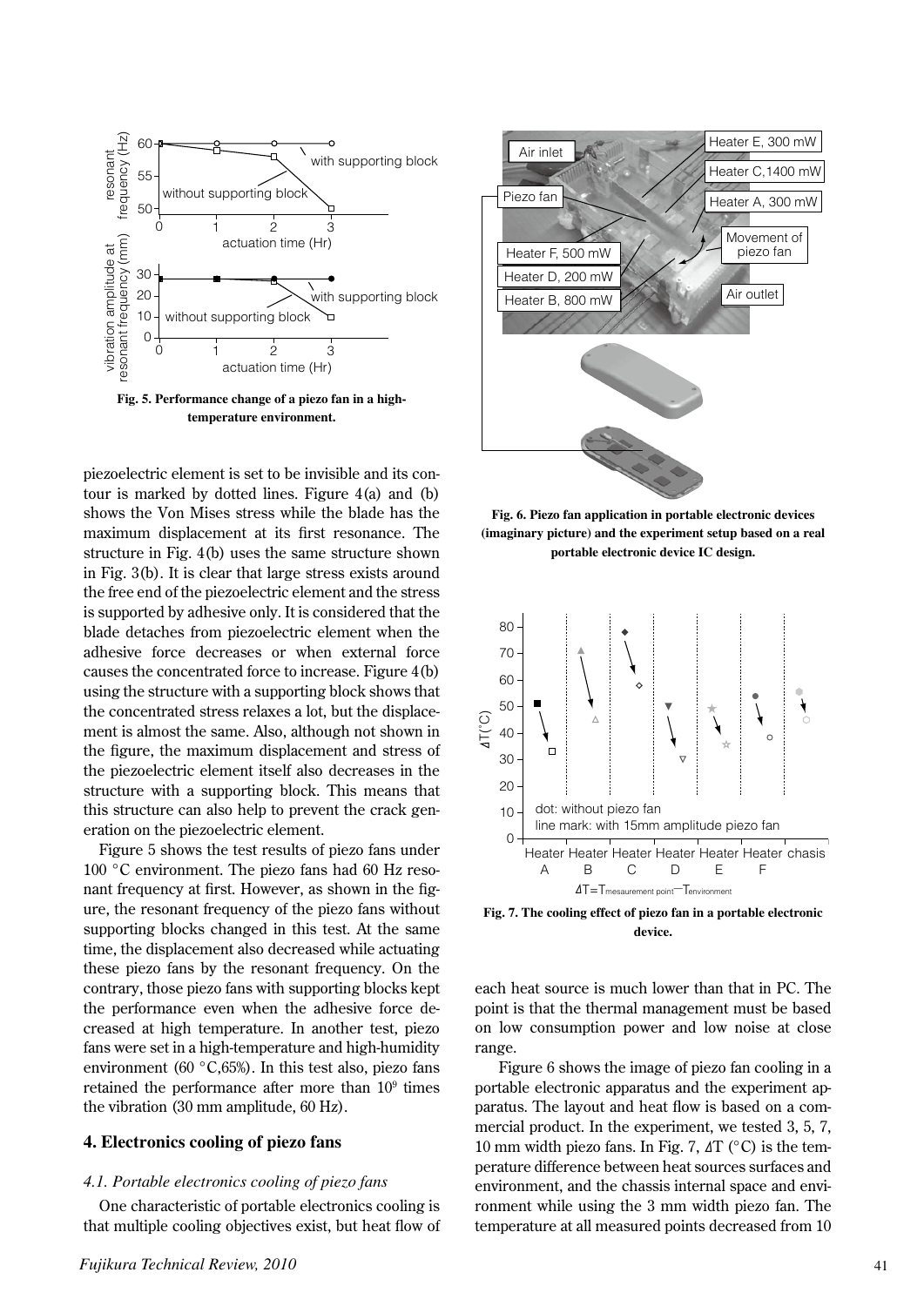Fig. 5. Performance change of a piezo fan in a high-temperature environment.

piezoelectric element is set to be invisible and its contour is marked by dotted lines. Figure 4(a) and (b) shows the Von Mises stress while the blade has the maximum displacement at its first resonance. The structure in Fig. 4(b) uses the same structure shown in Fig. 3(b). It is clear that large stress exists around the free end of the piezoelectric element and the stress is supported by adhesive only. It is considered that the blade detaches from piezoelectric element when the adhesive force decreases or when external force causes the concentrated force to increase. Figure 4(b) using the structure with a supporting block shows that the concentrated stress relaxes a lot, but the displacement is almost the same. Also, although not shown in the figure, the maximum displacement and stress of the piezoelectric element itself also decreases in the structure with a supporting block. This means that this structure can also help to prevent the crack generation on the piezoelectric element.

Figure 5 shows the test results of piezo fans under 100 °C environment. The piezo fans had 60 Hz resonant frequency at first. However, as shown in the figure, the resonant frequency of the piezo fans without supporting blocks changed in this test. At the same time, the displacement also decreased while actuating these piezo fans by the resonant frequency. On the contrary, those piezo fans with supporting blocks kept the performance even when the adhesive force decreased at high temperature. In another test, piezo fans were set in a high-temperature and high-humidity environment (60 °C,65%). In this test also, piezo fans retained the performance after more than $10^9$ times the vibration (30 mm amplitude, 60 Hz).

## 4. Electronics cooling of piezo fans

### *4.1. Portable electronics cooling of piezo fans*

One characteristic of portable electronics cooling is that multiple cooling objectives exist, but heat flow of each heat source is much lower than that in PC. The point is that the thermal management must be based on low consumption power and low noise at close range.

Fig. 6. Piezo fan application in portable electronic devices (imaginary picture) and the experiment setup based on a real portable electronic device IC design.

Fig. 7. The cooling effect of piezo fan in a portable electronic device.

Figure 6 shows the image of piezo fan cooling in a portable electronic apparatus and the experiment apparatus. The layout and heat flow is based on a commercial product. In the experiment, we tested 3, 5, 7, 10 mm width piezo fans. In Fig. 7, $\Delta T$ (°C) is the temperature difference between heat sources surfaces and environment, and the chassis internal space and environment while using the 3 mm width piezo fan. The temperature at all measured points decreased from 10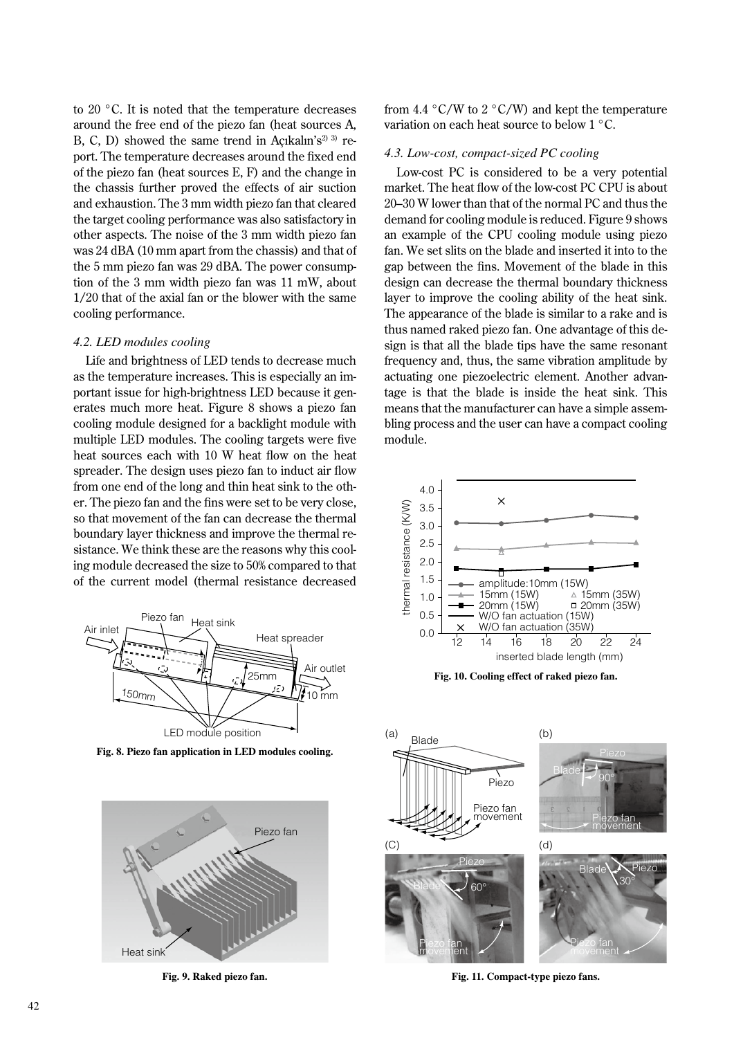to 20 °C. It is noted that the temperature decreases around the free end of the piezo fan (heat sources A, B, C, D) showed the same trend in Açıkalın's[2) 3)] report. The temperature decreases around the fixed end of the piezo fan (heat sources E, F) and the change in the chassis further proved the effects of air suction and exhaustion. The 3 mm width piezo fan that cleared the target cooling performance was also satisfactory in other aspects. The noise of the 3 mm width piezo fan was 24 dBA (10 mm apart from the chassis) and that of the 5 mm piezo fan was 29 dBA. The power consumption of the 3 mm width piezo fan was 11 mW, about 1/20 that of the axial fan or the blower with the same cooling performance.

### 4.2. LED modules cooling

Life and brightness of LED tends to decrease much as the temperature increases. This is especially an important issue for high-brightness LED because it generates much more heat. Figure 8 shows a piezo fan cooling module designed for a backlight module with multiple LED modules. The cooling targets were five heat sources each with 10 W heat flow on the heat spreader. The design uses piezo fan to induct air flow from one end of the long and thin heat sink to the other. The piezo fan and the fins were set to be very close, so that movement of the fan can decrease the thermal boundary layer thickness and improve the thermal resistance. We think these are the reasons why this cooling module decreased the size to 50% compared to that of the current model (thermal resistance decreased from 4.4 °C/W to 2 °C/W) and kept the temperature variation on each heat source to below 1 °C.

Fig. 8. Piezo fan application in LED modules cooling.

### 4.3. Low-cost, compact-sized PC cooling

Low-cost PC is considered to be a very potential market. The heat flow of the low-cost PC CPU is about 20–30 W lower than that of the normal PC and thus the demand for cooling module is reduced. Figure 9 shows an example of the CPU cooling module using piezo fan. We set slits on the blade and inserted it into to the gap between the fins. Movement of the blade in this design can decrease the thermal boundary thickness layer to improve the cooling ability of the heat sink. The appearance of the blade is similar to a rake and is thus named raked piezo fan. One advantage of this design is that all the blade tips have the same resonant frequency and, thus, the same vibration amplitude by actuating one piezoelectric element. Another advantage is that the blade is inside the heat sink. This means that the manufacturer can have a simple assembling process and the user can have a compact cooling module.

Fig. 9. Raked piezo fan.

Fig. 10. Cooling effect of raked piezo fan.

Fig. 11. Compact-type piezo fans.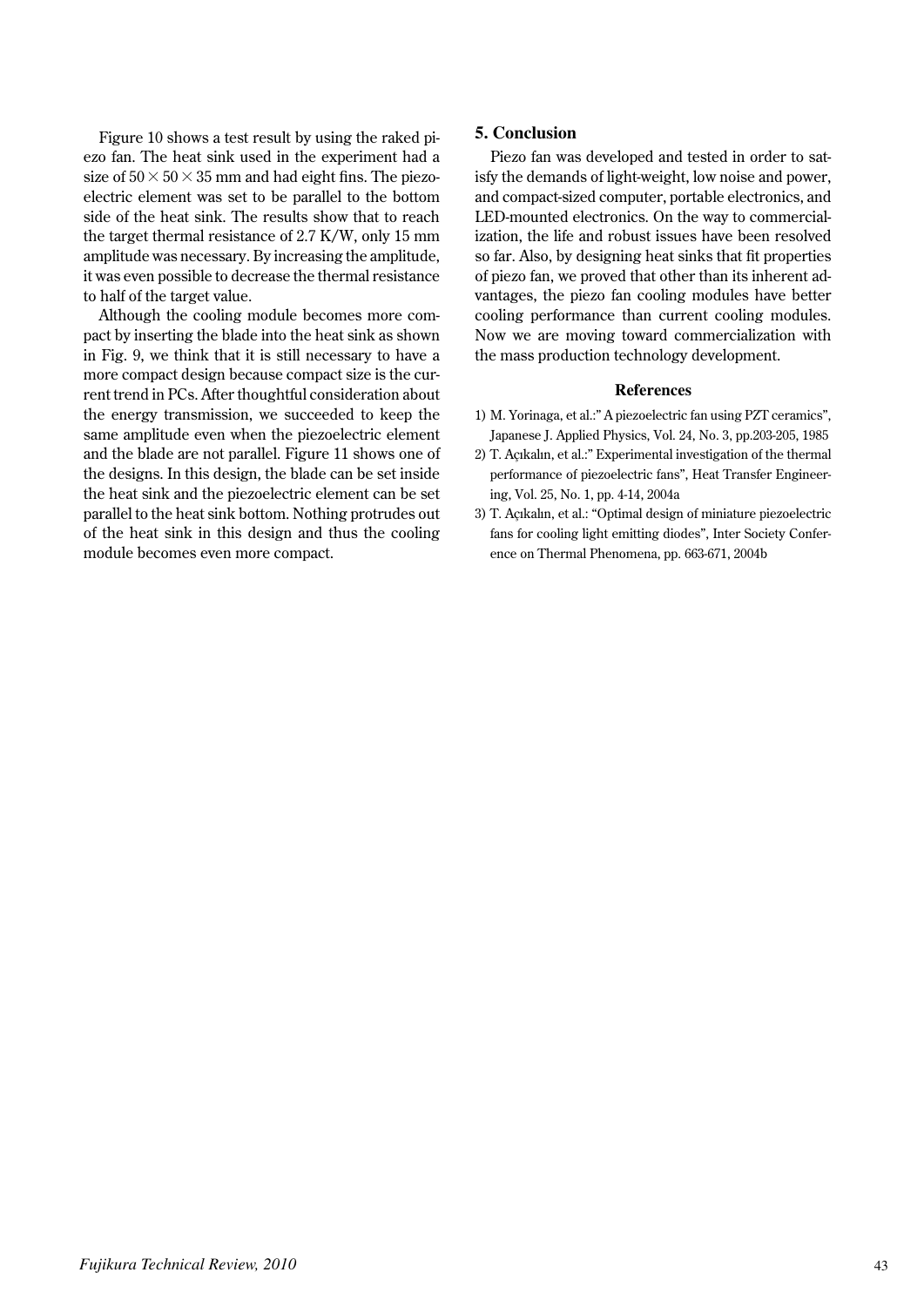Figure 10 shows a test result by using the raked piezo fan. The heat sink used in the experiment had a size of $50 \times 50 \times 35$ mm and had eight fins. The piezoelectric element was set to be parallel to the bottom side of the heat sink. The results show that to reach the target thermal resistance of 2.7 K/W, only 15 mm amplitude was necessary. By increasing the amplitude, it was even possible to decrease the thermal resistance to half of the target value.

Although the cooling module becomes more compact by inserting the blade into the heat sink as shown in Fig. 9, we think that it is still necessary to have a more compact design because compact size is the current trend in PCs. After thoughtful consideration about the energy transmission, we succeeded to keep the same amplitude even when the piezoelectric element and the blade are not parallel. Figure 11 shows one of the designs. In this design, the blade can be set inside the heat sink and the piezoelectric element can be set parallel to the heat sink bottom. Nothing protrudes out of the heat sink in this design and thus the cooling module becomes even more compact.

## 5. Conclusion

Piezo fan was developed and tested in order to satisfy the demands of light-weight, low noise and power, and compact-sized computer, portable electronics, and LED-mounted electronics. On the way to commercialization, the life and robust issues have been resolved so far. Also, by designing heat sinks that fit properties of piezo fan, we proved that other than its inherent advantages, the piezo fan cooling modules have better cooling performance than current cooling modules. Now we are moving toward commercialization with the mass production technology development.

### References

1) M. Yorinaga, et al.:" A piezoelectric fan using PZT ceramics", Japanese J. Applied Physics, Vol. 24, No. 3, pp.203-205, 1985
2) T. Açıkalın, et al.:" Experimental investigation of the thermal performance of piezoelectric fans", Heat Transfer Engineering, Vol. 25, No. 1, pp. 4-14, 2004a
3) T. Açıkalın, et al.: "Optimal design of miniature piezoelectric fans for cooling light emitting diodes", Inter Society Conference on Thermal Phenomena, pp. 663-671, 2004b